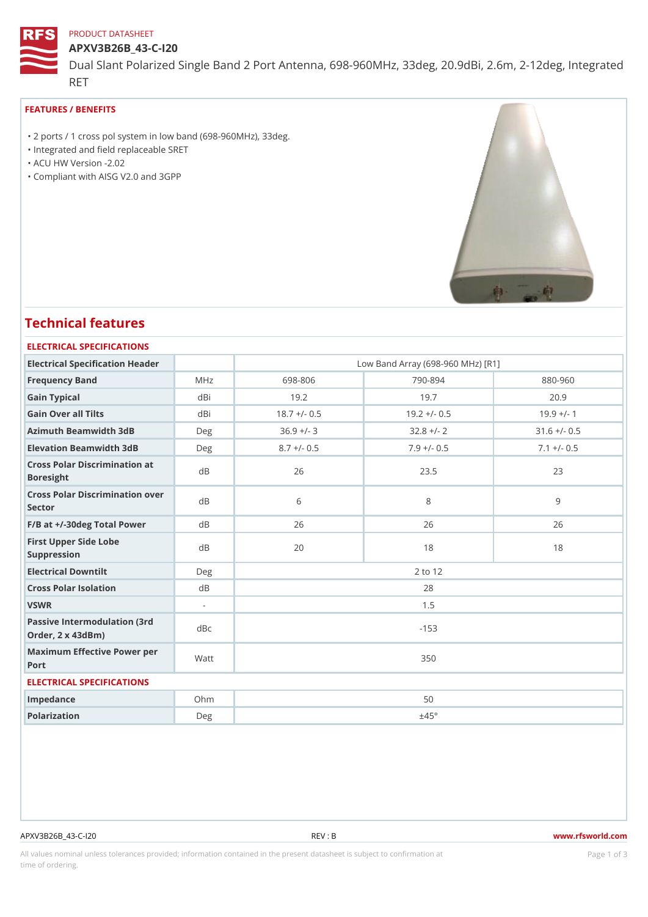PRODUCT DATASHEET

# APXV3B26B_43-C-I20

Dual Slant Polarized Single Band 2 Port Antenna, 698-960MHz, 33deg, 20.9dBi, 2.6m, 2-12deg, Integrated RET

## FEATURES / BENEFITS

- 2 ports / 1 cross pol system in low band (698-960MHz), 33deg.
- Integrated and field replaceable SRET
- ACU HW Version -2.02
- Compliant with AISG V2.0 and 3GPP

## Technical features

### ELECTRICAL SPECIFICATIONS

| Electrical Specification Header | | Low Band Array (698-960 MHz) [R1] | | |
|---|---|---|---|---|
| Frequency Band | MHz | 698-806 | 790-894 | 880-960 |
| Gain Typical | dBi | 19.2 | 19.7 | 20.9 |
| Gain Over all Tilts | dBi | 18.7 +/- 0.5 | 19.2 +/- 0.5 | 19.9 +/- 1 |
| Azimuth Beamwidth 3dB | Deg | 36.9 +/- 3 | 32.8 +/- 2 | 31.6 +/- 0.5 |
| Elevation Beamwidth 3dB | Deg | 8.7 +/- 0.5 | 7.9 +/- 0.5 | 7.1 +/- 0.5 |
| Cross Polar Discrimination at Boresight | dB | 26 | 23.5 | 23 |
| Cross Polar Discrimination over Sector | dB | 6 | 8 | 9 |
| F/B at +/-30deg Total Power | dB | 26 | 26 | 26 |
| First Upper Side Lobe Suppression | dB | 20 | 18 | 18 |
| Electrical Downtilt | Deg | 2 to 12 | | |
| Cross Polar Isolation | dB | 28 | | |
| VSWR | - | 1.5 | | |
| Passive Intermodulation (3rd Order, 2 x 43dBm) | dBc | -153 | | |
| Maximum Effective Power per Port | Watt | 350 | | |

### ELECTRICAL SPECIFICATIONS

| Impedance | Ohm | 50 |
|---|---|---|
| Polarization | Deg | ±45° |

APXV3B26B_43-C-I20 REV : B www.rfsworld.com

All values nominal unless tolerances provided; information contained in the present datasheet is subject to confirmation at time of ordering.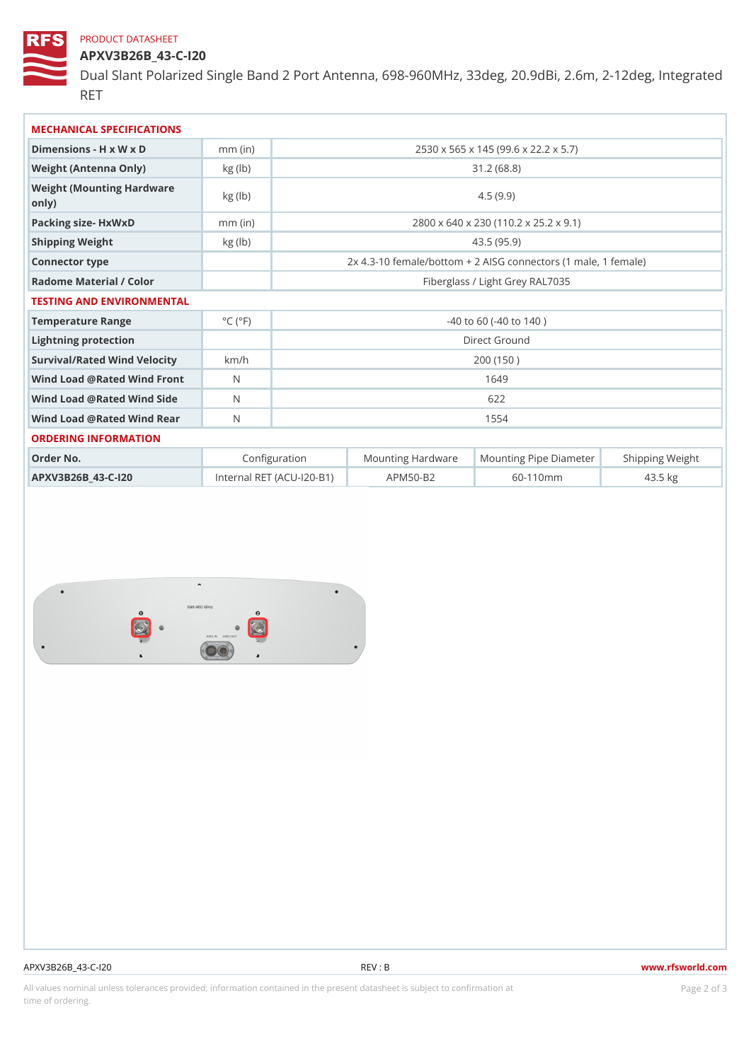PRODUCT DATASHEET

# APXV3B26B_43-C-I20

Dual Slant Polarized Single Band 2 Port Antenna, 698-960MHz, 33deg, 20.9dBi, 2.6m, 2-12deg, Integrated RET

## MECHANICAL SPECIFICATIONS

| | | |
|---|---|---|
| Dimensions - H x W x D | mm (in) | 2530 x 565 x 145 (99.6 x 22.2 x 5.7) |
| Weight (Antenna Only) | kg (lb) | 31.2 (68.8) |
| Weight (Mounting Hardware only) | kg (lb) | 4.5 (9.9) |
| Packing size- HxWxD | mm (in) | 2800 x 640 x 230 (110.2 x 25.2 x 9.1) |
| Shipping Weight | kg (lb) | 43.5 (95.9) |
| Connector type | | 2x 4.3-10 female/bottom + 2 AISG connectors (1 male, 1 female) |
| Radome Material / Color | | Fiberglass / Light Grey RAL7035 |

## TESTING AND ENVIRONMENTAL

| | | |
|---|---|---|
| Temperature Range | °C (°F) | -40 to 60 (-40 to 140 ) |
| Lightning protection | | Direct Ground |
| Survival/Rated Wind Velocity | km/h | 200 (150 ) |
| Wind Load @Rated Wind Front | N | 1649 |
| Wind Load @Rated Wind Side | N | 622 |
| Wind Load @Rated Wind Rear | N | 1554 |

## ORDERING INFORMATION

| Order No. | Configuration | Mounting Hardware | Mounting Pipe Diameter | Shipping Weight |
|---|---|---|---|---|
| APXV3B26B_43-C-I20 | Internal RET (ACU-I20-B1) | APM50-B2 | 60-110mm | 43.5 kg |

APXV3B26B_43-C-I20 REV : B www.rfsworld.com

All values nominal unless tolerances provided; information contained in the present datasheet is subject to confirmation at time of ordering.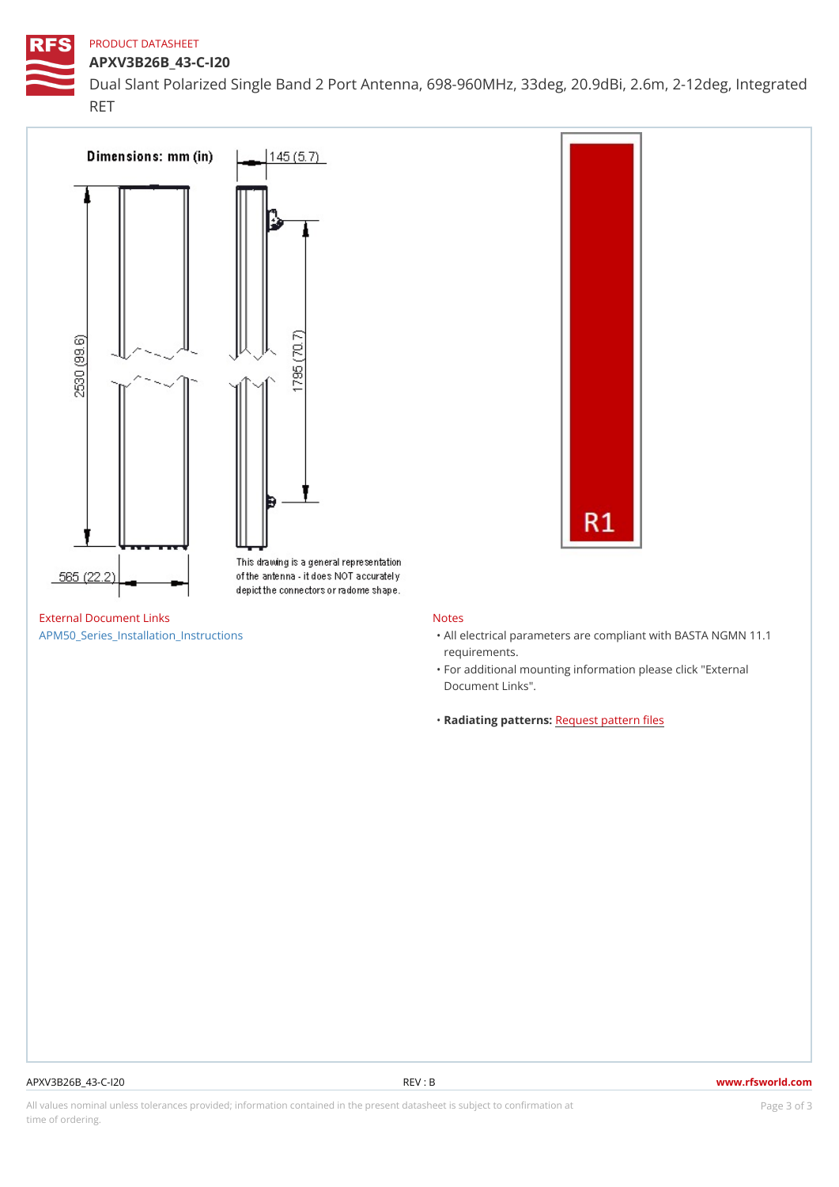PRODUCT DATASHEET

# APXV3B26B_43-C-I20

Dual Slant Polarized Single Band 2 Port Antenna, 698-960MHz, 33deg, 20.9dBi, 2.6m, 2-12deg, Integrated RET

Dimensions: mm (in)

145 (5.7)

2530 (99.6)

1785 (70.7)

565 (22.2)

This drawing is a general representation of the antenna - it does NOT accurately depict the connectors or radome shape.

R1

## External Document Links

APM50_Series_Installation_Instructions

## Notes

- All electrical parameters are compliant with BASTA NGMN 11.1 requirements.
- For additional mounting information please click "External Document Links".
- **Radiating patterns:** Request pattern files

APXV3B26B_43-C-I20 REV : B www.rfsworld.com

All values nominal unless tolerances provided; information contained in the present datasheet is subject to confirmation at time of ordering.